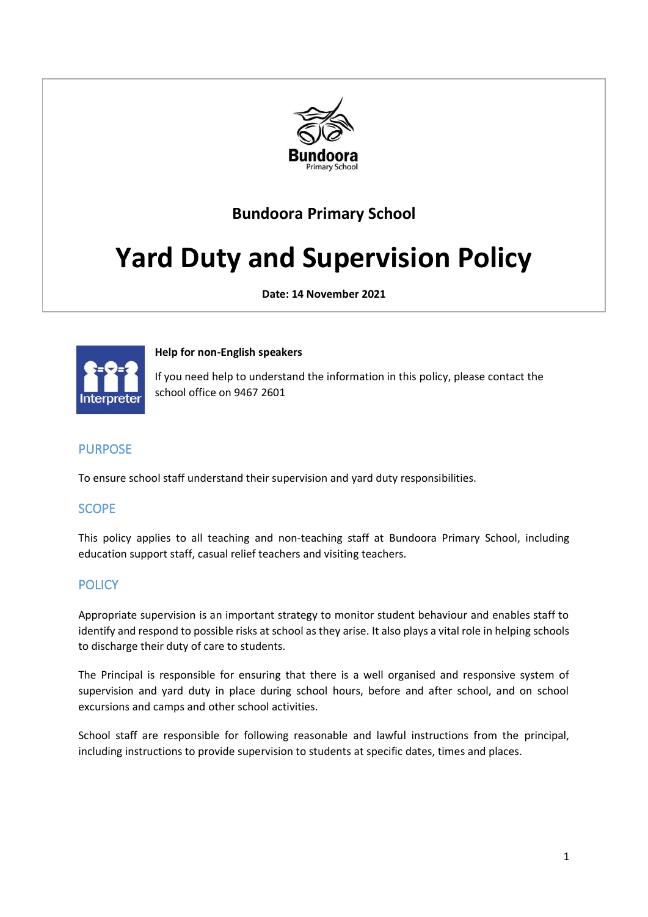Bundoora Primary School

# Yard Duty and Supervision Policy

**Date: 14 November 2021**

**Help for non-English speakers**

If you need help to understand the information in this policy, please contact the school office on 9467 2601

## PURPOSE

To ensure school staff understand their supervision and yard duty responsibilities.

## SCOPE

This policy applies to all teaching and non-teaching staff at Bundoora Primary School, including education support staff, casual relief teachers and visiting teachers.

## POLICY

Appropriate supervision is an important strategy to monitor student behaviour and enables staff to identify and respond to possible risks at school as they arise. It also plays a vital role in helping schools to discharge their duty of care to students.

The Principal is responsible for ensuring that there is a well organised and responsive system of supervision and yard duty in place during school hours, before and after school, and on school excursions and camps and other school activities.

School staff are responsible for following reasonable and lawful instructions from the principal, including instructions to provide supervision to students at specific dates, times and places.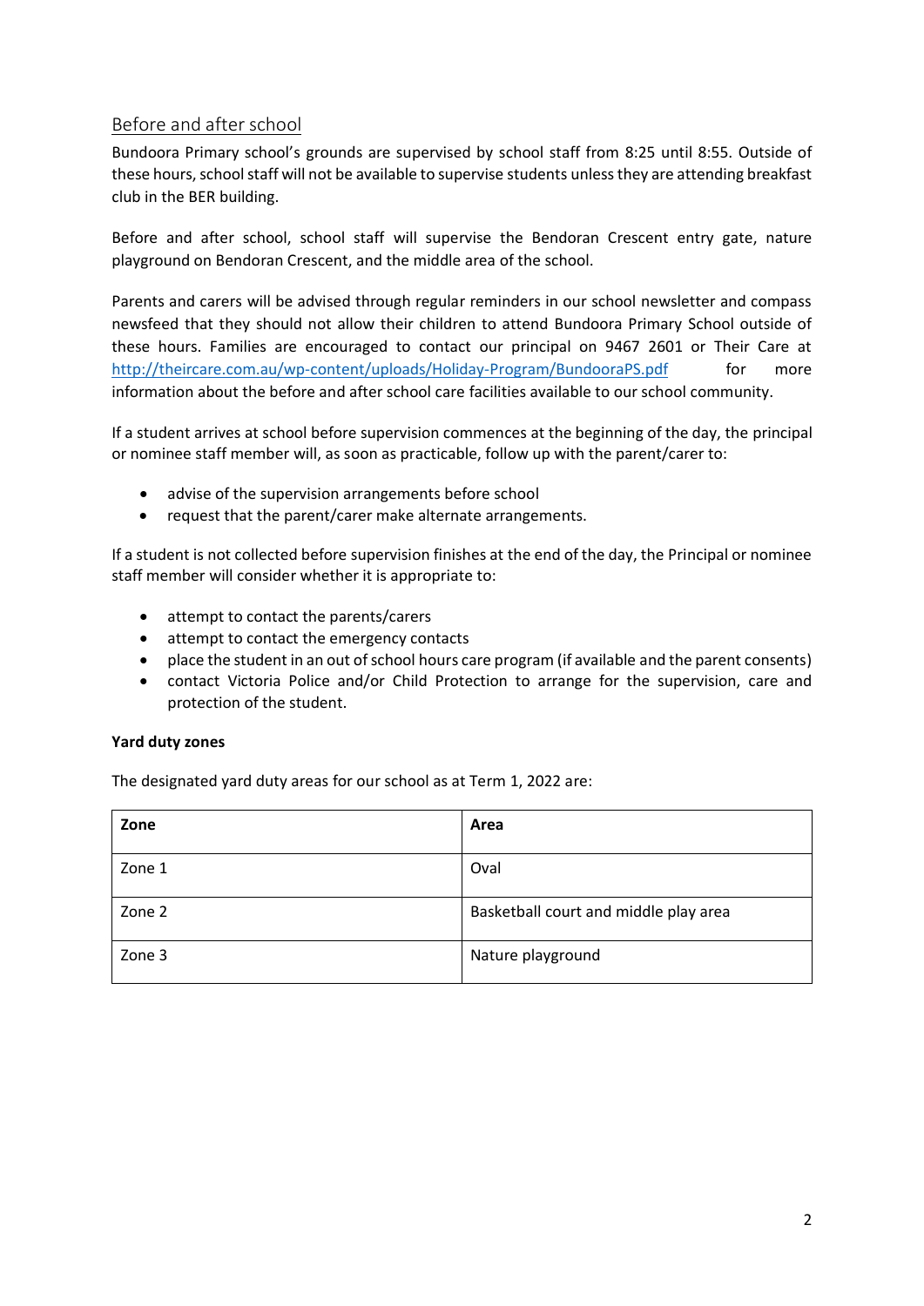## Before and after school

Bundoora Primary school's grounds are supervised by school staff from 8:25 until 8:55. Outside of these hours, school staff will not be available to supervise students unless they are attending breakfast club in the BER building.

Before and after school, school staff will supervise the Bendoran Crescent entry gate, nature playground on Bendoran Crescent, and the middle area of the school.

Parents and carers will be advised through regular reminders in our school newsletter and compass newsfeed that they should not allow their children to attend Bundoora Primary School outside of these hours. Families are encouraged to contact our principal on 9467 2601 or Their Care at [http://theircare.com.au/wp-content/uploads/Holiday-Program/BundooraPS.pdf](http://theircare.com.au/wp-content/uploads/Holiday-Program/BundooraPS.pdf) for more information about the before and after school care facilities available to our school community.

If a student arrives at school before supervision commences at the beginning of the day, the principal or nominee staff member will, as soon as practicable, follow up with the parent/carer to:

- advise of the supervision arrangements before school
- request that the parent/carer make alternate arrangements.

If a student is not collected before supervision finishes at the end of the day, the Principal or nominee staff member will consider whether it is appropriate to:

- attempt to contact the parents/carers
- attempt to contact the emergency contacts
- place the student in an out of school hours care program (if available and the parent consents)
- contact Victoria Police and/or Child Protection to arrange for the supervision, care and protection of the student.

**Yard duty zones**

The designated yard duty areas for our school as at Term 1, 2022 are:

| Zone | Area |
|---|---|
| Zone 1 | Oval |
| Zone 2 | Basketball court and middle play area |
| Zone 3 | Nature playground |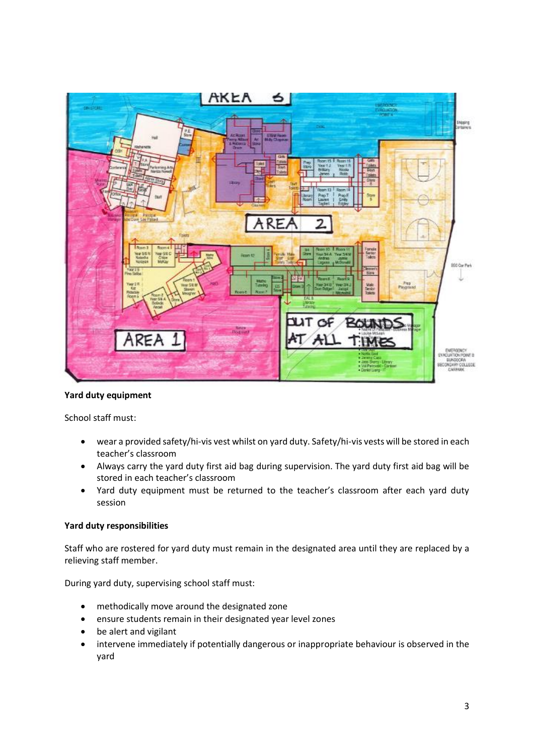### Yard duty equipment

School staff must:

- wear a provided safety/hi-vis vest whilst on yard duty. Safety/hi-vis vests will be stored in each teacher's classroom
- Always carry the yard duty first aid bag during supervision. The yard duty first aid bag will be stored in each teacher's classroom
- Yard duty equipment must be returned to the teacher's classroom after each yard duty session

### Yard duty responsibilities

Staff who are rostered for yard duty must remain in the designated area until they are replaced by a relieving staff member.

During yard duty, supervising school staff must:

- methodically move around the designated zone
- ensure students remain in their designated year level zones
- be alert and vigilant
- intervene immediately if potentially dangerous or inappropriate behaviour is observed in the yard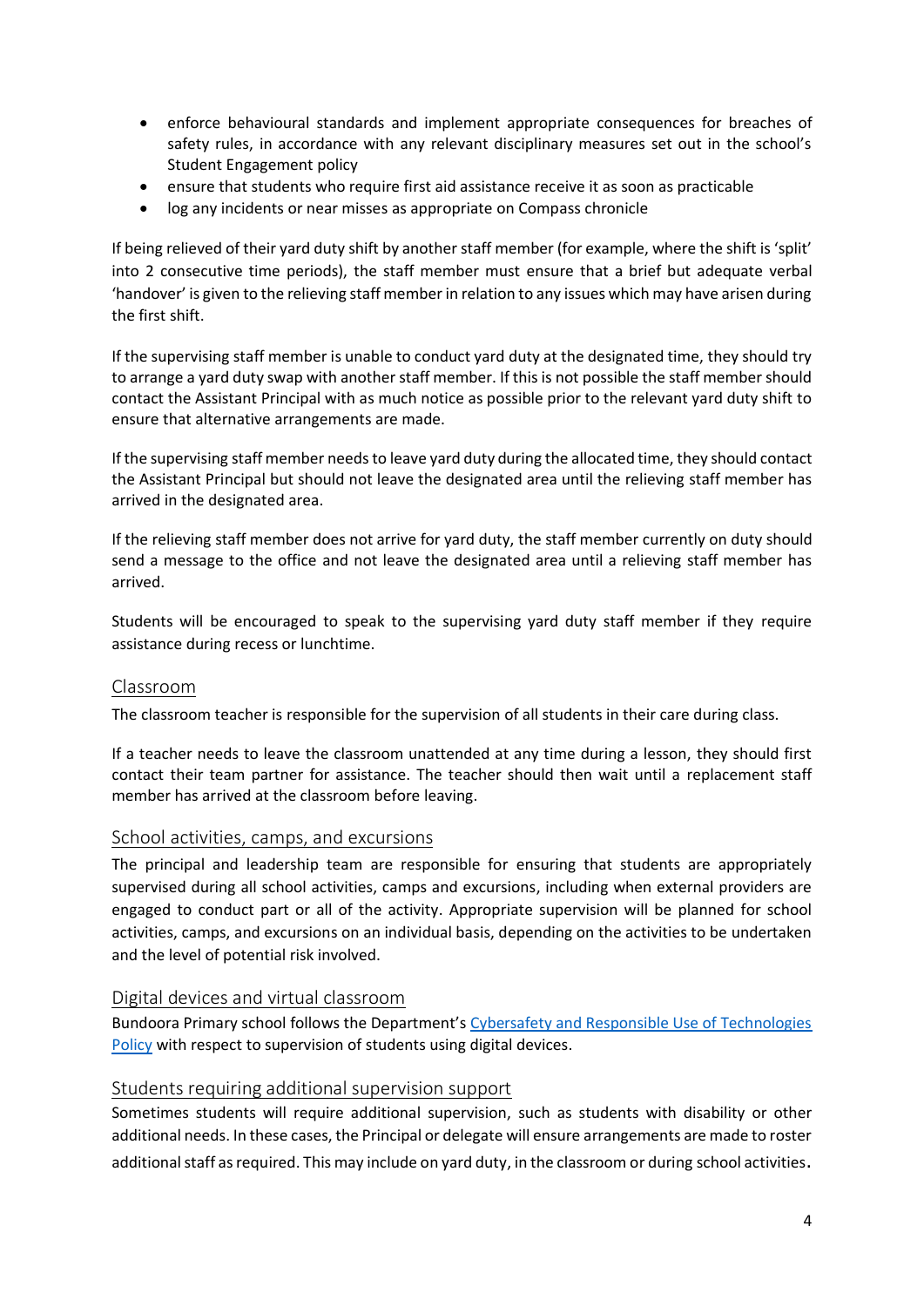- enforce behavioural standards and implement appropriate consequences for breaches of safety rules, in accordance with any relevant disciplinary measures set out in the school's Student Engagement policy
- ensure that students who require first aid assistance receive it as soon as practicable
- log any incidents or near misses as appropriate on Compass chronicle

If being relieved of their yard duty shift by another staff member (for example, where the shift is 'split' into 2 consecutive time periods), the staff member must ensure that a brief but adequate verbal 'handover' is given to the relieving staff member in relation to any issues which may have arisen during the first shift.

If the supervising staff member is unable to conduct yard duty at the designated time, they should try to arrange a yard duty swap with another staff member. If this is not possible the staff member should contact the Assistant Principal with as much notice as possible prior to the relevant yard duty shift to ensure that alternative arrangements are made.

If the supervising staff member needs to leave yard duty during the allocated time, they should contact the Assistant Principal but should not leave the designated area until the relieving staff member has arrived in the designated area.

If the relieving staff member does not arrive for yard duty, the staff member currently on duty should send a message to the office and not leave the designated area until a relieving staff member has arrived.

Students will be encouraged to speak to the supervising yard duty staff member if they require assistance during recess or lunchtime.

## Classroom

The classroom teacher is responsible for the supervision of all students in their care during class.

If a teacher needs to leave the classroom unattended at any time during a lesson, they should first contact their team partner for assistance. The teacher should then wait until a replacement staff member has arrived at the classroom before leaving.

## School activities, camps, and excursions

The principal and leadership team are responsible for ensuring that students are appropriately supervised during all school activities, camps and excursions, including when external providers are engaged to conduct part or all of the activity. Appropriate supervision will be planned for school activities, camps, and excursions on an individual basis, depending on the activities to be undertaken and the level of potential risk involved.

## Digital devices and virtual classroom

Bundoora Primary school follows the Department's Cybersafety and Responsible Use of Technologies Policy with respect to supervision of students using digital devices.

## Students requiring additional supervision support

Sometimes students will require additional supervision, such as students with disability or other additional needs. In these cases, the Principal or delegate will ensure arrangements are made to roster additional staff as required. This may include on yard duty, in the classroom or during school activities.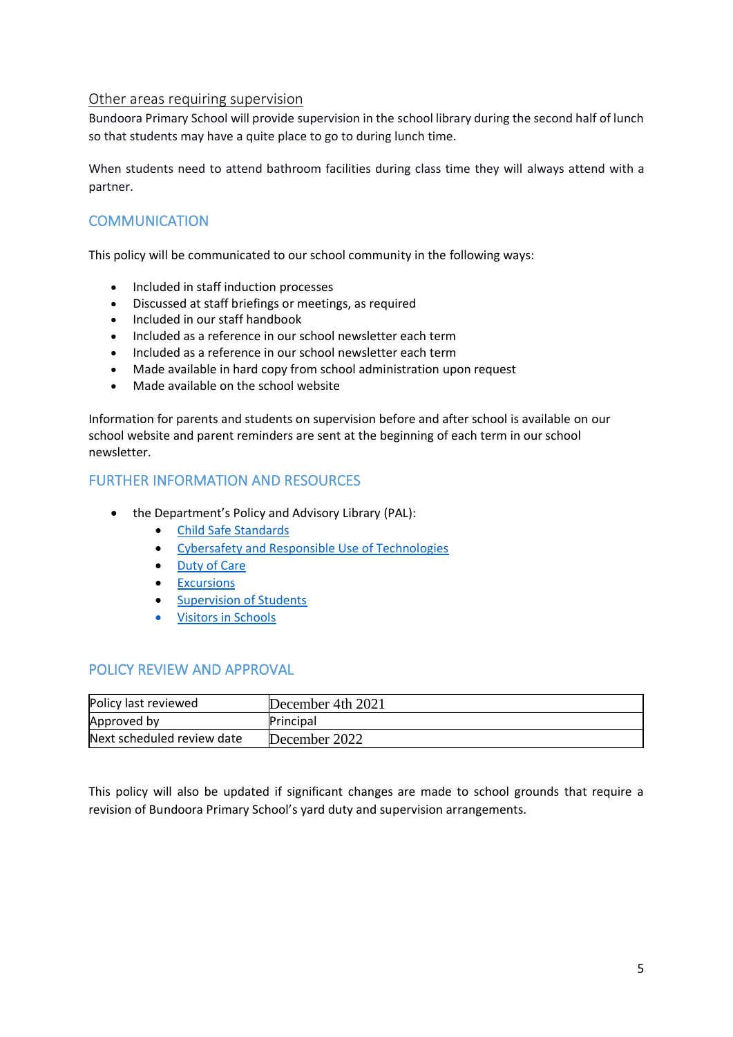### Other areas requiring supervision

Bundoora Primary School will provide supervision in the school library during the second half of lunch so that students may have a quite place to go to during lunch time.

When students need to attend bathroom facilities during class time they will always attend with a partner.

## COMMUNICATION

This policy will be communicated to our school community in the following ways:

- Included in staff induction processes
- Discussed at staff briefings or meetings, as required
- Included in our staff handbook
- Included as a reference in our school newsletter each term
- Included as a reference in our school newsletter each term
- Made available in hard copy from school administration upon request
- Made available on the school website

Information for parents and students on supervision before and after school is available on our school website and parent reminders are sent at the beginning of each term in our school newsletter.

## FURTHER INFORMATION AND RESOURCES

- the Department's Policy and Advisory Library (PAL):
  - Child Safe Standards
  - Cybersafety and Responsible Use of Technologies
  - Duty of Care
  - Excursions
  - Supervision of Students
  - Visitors in Schools

## POLICY REVIEW AND APPROVAL

| | |
|---|---|
| Policy last reviewed | December 4th 2021 |
| Approved by | Principal |
| Next scheduled review date | December 2022 |

This policy will also be updated if significant changes are made to school grounds that require a revision of Bundoora Primary School's yard duty and supervision arrangements.